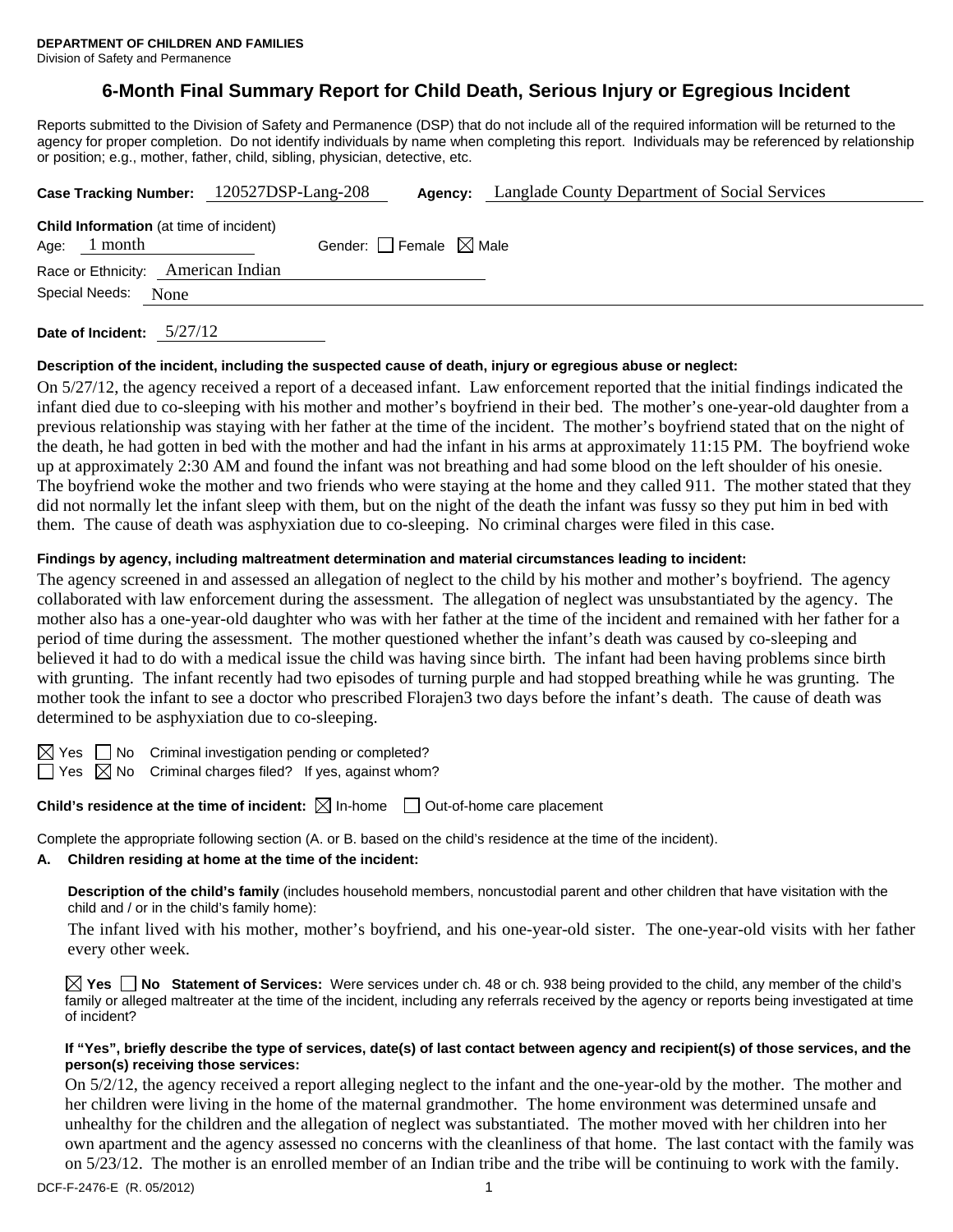**DEPARTMENT OF CHILDREN AND FAMILIES**
Division of Safety and Permanence

# 6-Month Final Summary Report for Child Death, Serious Injury or Egregious Incident

Reports submitted to the Division of Safety and Permanence (DSP) that do not include all of the required information will be returned to the agency for proper completion. Do not identify individuals by name when completing this report. Individuals may be referenced by relationship or position; e.g., mother, father, child, sibling, physician, detective, etc.

**Case Tracking Number:** 120527DSP-Lang-208 **Agency:** Langlade County Department of Social Services

**Child Information** (at time of incident)
Age: 1 month Gender: ☐ Female ☒ Male
Race or Ethnicity: American Indian
Special Needs: None

**Date of Incident:** 5/27/12

**Description of the incident, including the suspected cause of death, injury or egregious abuse or neglect:**

On 5/27/12, the agency received a report of a deceased infant. Law enforcement reported that the initial findings indicated the infant died due to co-sleeping with his mother and mother's boyfriend in their bed. The mother's one-year-old daughter from a previous relationship was staying with her father at the time of the incident. The mother's boyfriend stated that on the night of the death, he had gotten in bed with the mother and had the infant in his arms at approximately 11:15 PM. The boyfriend woke up at approximately 2:30 AM and found the infant was not breathing and had some blood on the left shoulder of his onesie. The boyfriend woke the mother and two friends who were staying at the home and they called 911. The mother stated that they did not normally let the infant sleep with them, but on the night of the death the infant was fussy so they put him in bed with them. The cause of death was asphyxiation due to co-sleeping. No criminal charges were filed in this case.

**Findings by agency, including maltreatment determination and material circumstances leading to incident:**

The agency screened in and assessed an allegation of neglect to the child by his mother and mother's boyfriend. The agency collaborated with law enforcement during the assessment. The allegation of neglect was unsubstantiated by the agency. The mother also has a one-year-old daughter who was with her father at the time of the incident and remained with her father for a period of time during the assessment. The mother questioned whether the infant's death was caused by co-sleeping and believed it had to do with a medical issue the child was having since birth. The infant had been having problems since birth with grunting. The infant recently had two episodes of turning purple and had stopped breathing while he was grunting. The mother took the infant to see a doctor who prescribed Florajen3 two days before the infant's death. The cause of death was determined to be asphyxiation due to co-sleeping.

☒ Yes ☐ No Criminal investigation pending or completed?
☐ Yes ☒ No Criminal charges filed? If yes, against whom?

**Child's residence at the time of incident:** ☒ In-home ☐ Out-of-home care placement

Complete the appropriate following section (A. or B. based on the child's residence at the time of the incident).

**A. Children residing at home at the time of the incident:**

**Description of the child's family** (includes household members, noncustodial parent and other children that have visitation with the child and / or in the child's family home):

The infant lived with his mother, mother's boyfriend, and his one-year-old sister. The one-year-old visits with her father every other week.

☒ **Yes** ☐ **No Statement of Services:** Were services under ch. 48 or ch. 938 being provided to the child, any member of the child's family or alleged maltreater at the time of the incident, including any referrals received by the agency or reports being investigated at time of incident?

**If "Yes", briefly describe the type of services, date(s) of last contact between agency and recipient(s) of those services, and the person(s) receiving those services:**

On 5/2/12, the agency received a report alleging neglect to the infant and the one-year-old by the mother. The mother and her children were living in the home of the maternal grandmother. The home environment was determined unsafe and unhealthy for the children and the allegation of neglect was substantiated. The mother moved with her children into her own apartment and the agency assessed no concerns with the cleanliness of that home. The last contact with the family was on 5/23/12. The mother is an enrolled member of an Indian tribe and the tribe will be continuing to work with the family.

DCF-F-2476-E (R. 05/2012)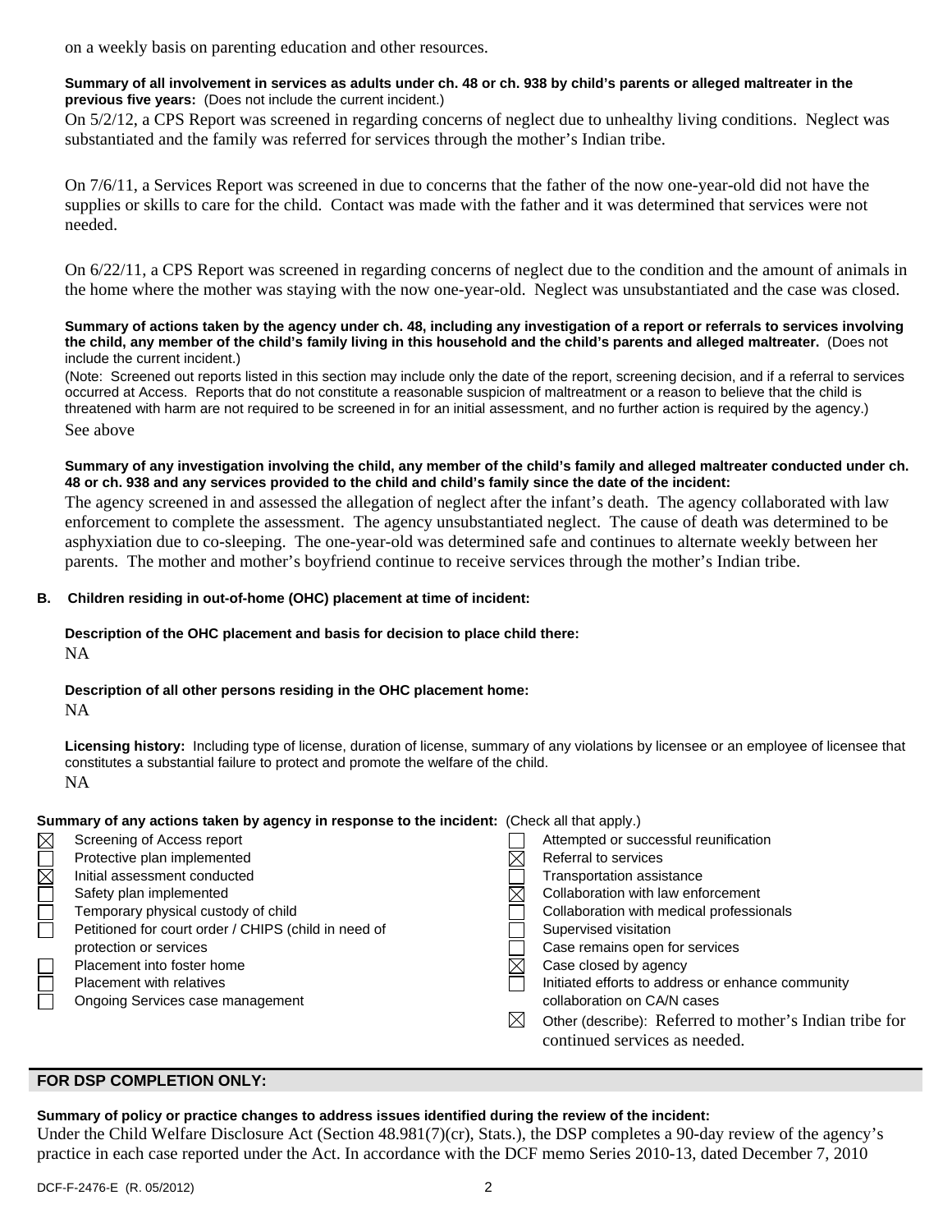on a weekly basis on parenting education and other resources.

**Summary of all involvement in services as adults under ch. 48 or ch. 938 by child's parents or alleged maltreater in the previous five years:** (Does not include the current incident.)

On 5/2/12, a CPS Report was screened in regarding concerns of neglect due to unhealthy living conditions. Neglect was substantiated and the family was referred for services through the mother's Indian tribe.

On 7/6/11, a Services Report was screened in due to concerns that the father of the now one-year-old did not have the supplies or skills to care for the child. Contact was made with the father and it was determined that services were not needed.

On 6/22/11, a CPS Report was screened in regarding concerns of neglect due to the condition and the amount of animals in the home where the mother was staying with the now one-year-old. Neglect was unsubstantiated and the case was closed.

**Summary of actions taken by the agency under ch. 48, including any investigation of a report or referrals to services involving the child, any member of the child's family living in this household and the child's parents and alleged maltreater.** (Does not include the current incident.)

(Note: Screened out reports listed in this section may include only the date of the report, screening decision, and if a referral to services occurred at Access. Reports that do not constitute a reasonable suspicion of maltreatment or a reason to believe that the child is threatened with harm are not required to be screened in for an initial assessment, and no further action is required by the agency.)

See above

**Summary of any investigation involving the child, any member of the child's family and alleged maltreater conducted under ch. 48 or ch. 938 and any services provided to the child and child's family since the date of the incident:**

The agency screened in and assessed the allegation of neglect after the infant's death. The agency collaborated with law enforcement to complete the assessment. The agency unsubstantiated neglect. The cause of death was determined to be asphyxiation due to co-sleeping. The one-year-old was determined safe and continues to alternate weekly between her parents. The mother and mother's boyfriend continue to receive services through the mother's Indian tribe.

**B. Children residing in out-of-home (OHC) placement at time of incident:**

**Description of the OHC placement and basis for decision to place child there:**

NA

**Description of all other persons residing in the OHC placement home:**

NA

**Licensing history:** Including type of license, duration of license, summary of any violations by licensee or an employee of licensee that constitutes a substantial failure to protect and promote the welfare of the child.

NA

**Summary of any actions taken by agency in response to the incident:** (Check all that apply.)

- [x] Screening of Access report
- [ ] Protective plan implemented
- [x] Initial assessment conducted
- [ ] Safety plan implemented
- [ ] Temporary physical custody of child
- [ ] Petitioned for court order / CHIPS (child in need of protection or services
- [ ] Placement into foster home
- [ ] Placement with relatives
- [ ] Ongoing Services case management
- [ ] Attempted or successful reunification
- [x] Referral to services
- [ ] Transportation assistance
- [x] Collaboration with law enforcement
- [ ] Collaboration with medical professionals
- [ ] Supervised visitation
- [ ] Case remains open for services
- [x] Case closed by agency
- [ ] Initiated efforts to address or enhance community collaboration on CA/N cases
- [x] Other (describe): Referred to mother's Indian tribe for continued services as needed.

## FOR DSP COMPLETION ONLY:

**Summary of policy or practice changes to address issues identified during the review of the incident:**

Under the Child Welfare Disclosure Act (Section 48.981(7)(cr), Stats.), the DSP completes a 90-day review of the agency's practice in each case reported under the Act. In accordance with the DCF memo Series 2010-13, dated December 7, 2010

DCF-F-2476-E (R. 05/2012)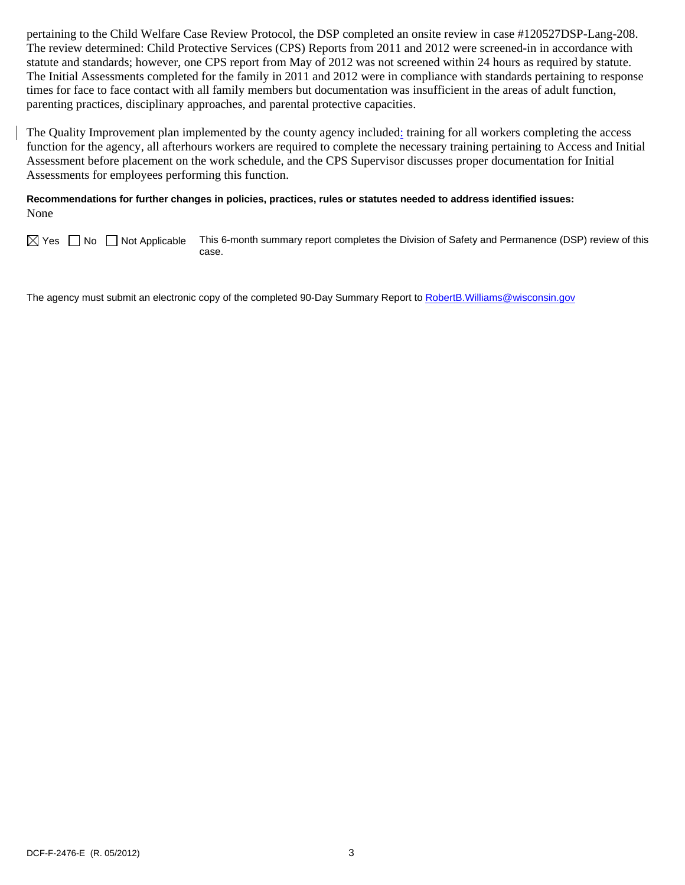pertaining to the Child Welfare Case Review Protocol, the DSP completed an onsite review in case #120527DSP-Lang-208. The review determined: Child Protective Services (CPS) Reports from 2011 and 2012 were screened-in in accordance with statute and standards; however, one CPS report from May of 2012 was not screened within 24 hours as required by statute. The Initial Assessments completed for the family in 2011 and 2012 were in compliance with standards pertaining to response times for face to face contact with all family members but documentation was insufficient in the areas of adult function, parenting practices, disciplinary approaches, and parental protective capacities.

The Quality Improvement plan implemented by the county agency included: training for all workers completing the access function for the agency, all afterhours workers are required to complete the necessary training pertaining to Access and Initial Assessment before placement on the work schedule, and the CPS Supervisor discusses proper documentation for Initial Assessments for employees performing this function.

**Recommendations for further changes in policies, practices, rules or statutes needed to address identified issues:**
None

☒ Yes ☐ No ☐ Not Applicable This 6-month summary report completes the Division of Safety and Permanence (DSP) review of this case.

The agency must submit an electronic copy of the completed 90-Day Summary Report to RobertB.Williams@wisconsin.gov

DCF-F-2476-E (R. 05/2012)